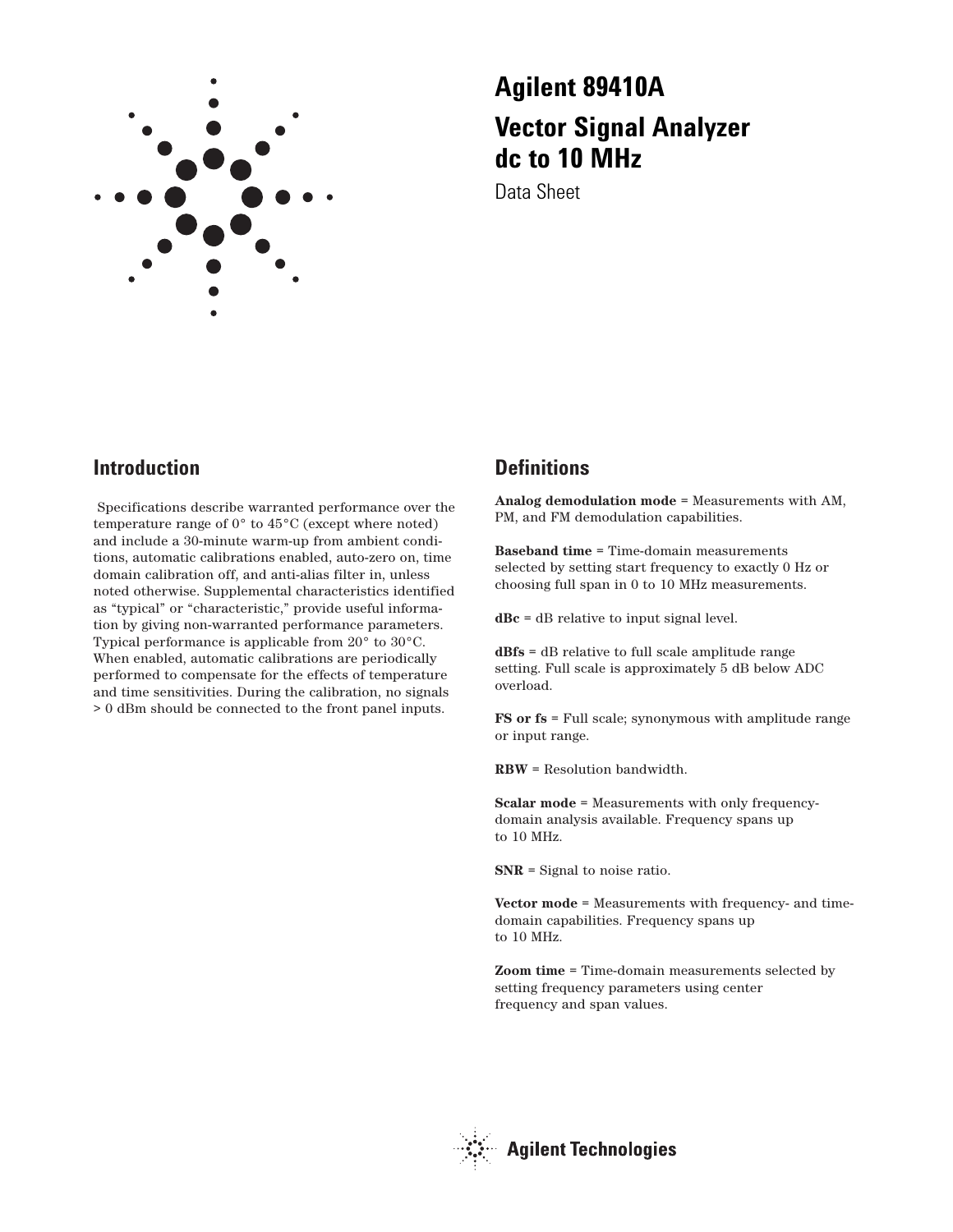# Agilent 89410A Vector Signal Analyzer dc to 10 MHz

Data Sheet

## Introduction

Specifications describe warranted performance over the temperature range of 0° to 45°C (except where noted) and include a 30-minute warm-up from ambient conditions, automatic calibrations enabled, auto-zero on, time domain calibration off, and anti-alias filter in, unless noted otherwise. Supplemental characteristics identified as "typical" or "characteristic," provide useful information by giving non-warranted performance parameters. Typical performance is applicable from 20° to 30°C. When enabled, automatic calibrations are periodically performed to compensate for the effects of temperature and time sensitivities. During the calibration, no signals > 0 dBm should be connected to the front panel inputs.

## Definitions

**Analog demodulation mode** = Measurements with AM, PM, and FM demodulation capabilities.

**Baseband time** = Time-domain measurements selected by setting start frequency to exactly 0 Hz or choosing full span in 0 to 10 MHz measurements.

**dBc** = dB relative to input signal level.

**dBfs** = dB relative to full scale amplitude range setting. Full scale is approximately 5 dB below ADC overload.

**FS or fs** = Full scale; synonymous with amplitude range or input range.

**RBW** = Resolution bandwidth.

**Scalar mode** = Measurements with only frequency-domain analysis available. Frequency spans up to 10 MHz.

**SNR** = Signal to noise ratio.

**Vector mode** = Measurements with frequency- and time-domain capabilities. Frequency spans up to 10 MHz.

**Zoom time** = Time-domain measurements selected by setting frequency parameters using center frequency and span values.

Agilent Technologies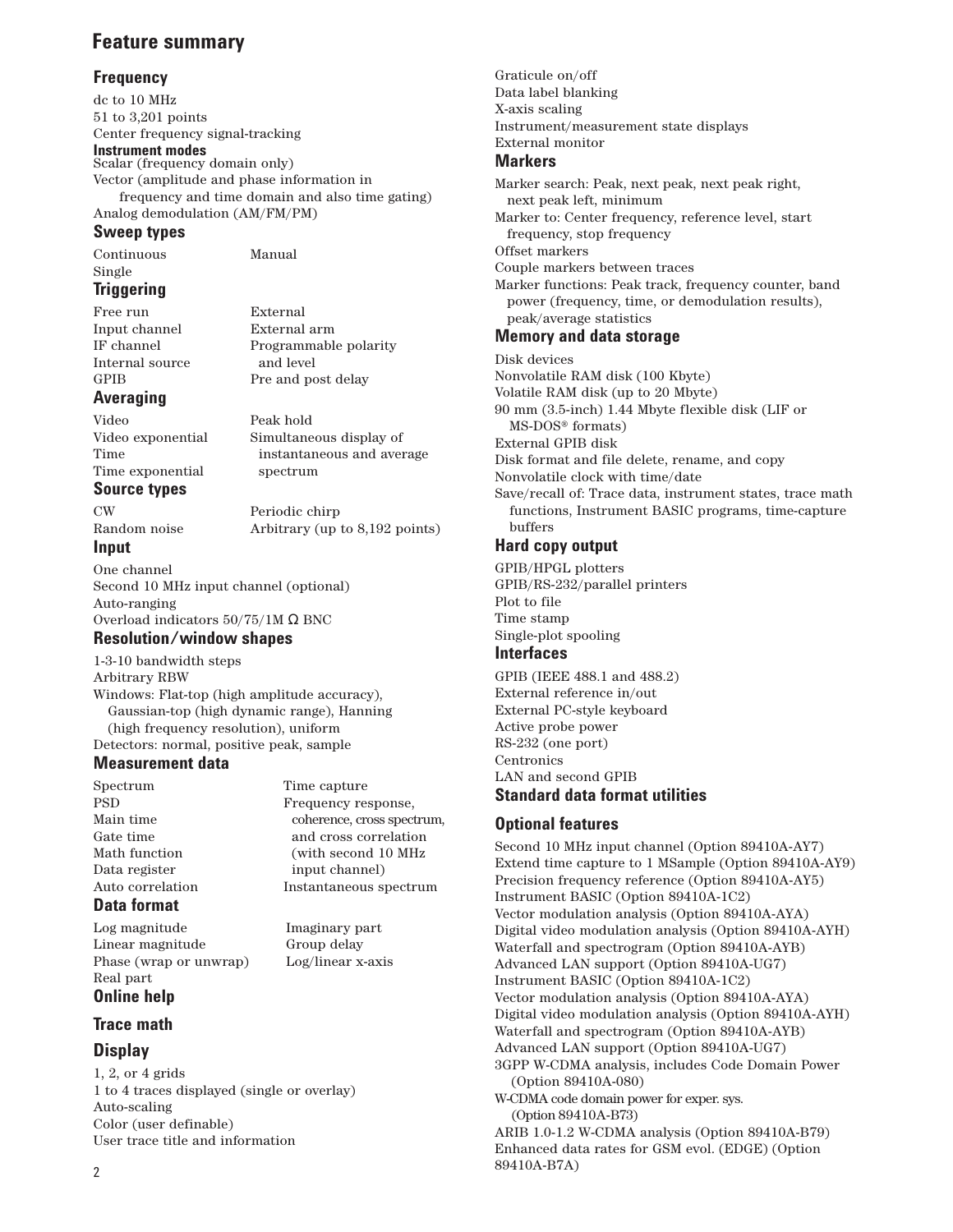# Feature summary

## Frequency

dc to 10 MHz
51 to 3,201 points
Center frequency signal-tracking

**Instrument modes**
Scalar (frequency domain only)
Vector (amplitude and phase information in frequency and time domain and also time gating)
Analog demodulation (AM/FM/PM)

## Sweep types

Continuous
Single
Manual

## Triggering

Free run
Input channel
IF channel
Internal source
GPIB
External
External arm
Programmable polarity and level
Pre and post delay

## Averaging

Video
Video exponential
Time
Time exponential
Peak hold
Simultaneous display of instantaneous and average spectrum

## Source types

CW
Random noise
Periodic chirp
Arbitrary (up to 8,192 points)

## Input

One channel
Second 10 MHz input channel (optional)
Auto-ranging
Overload indicators 50/75/1M Ω BNC

## Resolution/window shapes

1-3-10 bandwidth steps
Arbitrary RBW
Windows: Flat-top (high amplitude accuracy), Gaussian-top (high dynamic range), Hanning (high frequency resolution), uniform
Detectors: normal, positive peak, sample

## Measurement data

Spectrum
PSD
Main time
Gate time
Math function
Data register
Auto correlation
Time capture
Frequency response, coherence, cross spectrum, and cross correlation (with second 10 MHz input channel)
Instantaneous spectrum

## Data format

Log magnitude
Linear magnitude
Phase (wrap or unwrap)
Real part
Imaginary part
Group delay
Log/linear x-axis

## Online help

## Trace math

## Display

1, 2, or 4 grids
1 to 4 traces displayed (single or overlay)
Auto-scaling
Color (user definable)
User trace title and information
Graticule on/off
Data label blanking
X-axis scaling
Instrument/measurement state displays
External monitor

## Markers

Marker search: Peak, next peak, next peak right, next peak left, minimum
Marker to: Center frequency, reference level, start frequency, stop frequency
Offset markers
Couple markers between traces
Marker functions: Peak track, frequency counter, band power (frequency, time, or demodulation results), peak/average statistics

## Memory and data storage

Disk devices
Nonvolatile RAM disk (100 Kbyte)
Volatile RAM disk (up to 20 Mbyte)
90 mm (3.5-inch) 1.44 Mbyte flexible disk (LIF or MS-DOS® formats)
External GPIB disk
Disk format and file delete, rename, and copy
Nonvolatile clock with time/date
Save/recall of: Trace data, instrument states, trace math functions, Instrument BASIC programs, time-capture buffers

## Hard copy output

GPIB/HPGL plotters
GPIB/RS-232/parallel printers
Plot to file
Time stamp
Single-plot spooling

## Interfaces

GPIB (IEEE 488.1 and 488.2)
External reference in/out
External PC-style keyboard
Active probe power
RS-232 (one port)
Centronics
LAN and second GPIB

## Standard data format utilities

## Optional features

Second 10 MHz input channel (Option 89410A-AY7)
Extend time capture to 1 MSample (Option 89410A-AY9)
Precision frequency reference (Option 89410A-AY5)
Instrument BASIC (Option 89410A-1C2)
Vector modulation analysis (Option 89410A-AYA)
Digital video modulation analysis (Option 89410A-AYH)
Waterfall and spectrogram (Option 89410A-AYB)
Advanced LAN support (Option 89410A-UG7)
Instrument BASIC (Option 89410A-1C2)
Vector modulation analysis (Option 89410A-AYA)
Digital video modulation analysis (Option 89410A-AYH)
Waterfall and spectrogram (Option 89410A-AYB)
Advanced LAN support (Option 89410A-UG7)
3GPP W-CDMA analysis, includes Code Domain Power (Option 89410A-080)
W-CDMA code domain power for exper. sys. (Option 89410A-B73)
ARIB 1.0-1.2 W-CDMA analysis (Option 89410A-B79)
Enhanced data rates for GSM evol. (EDGE) (Option 89410A-B7A)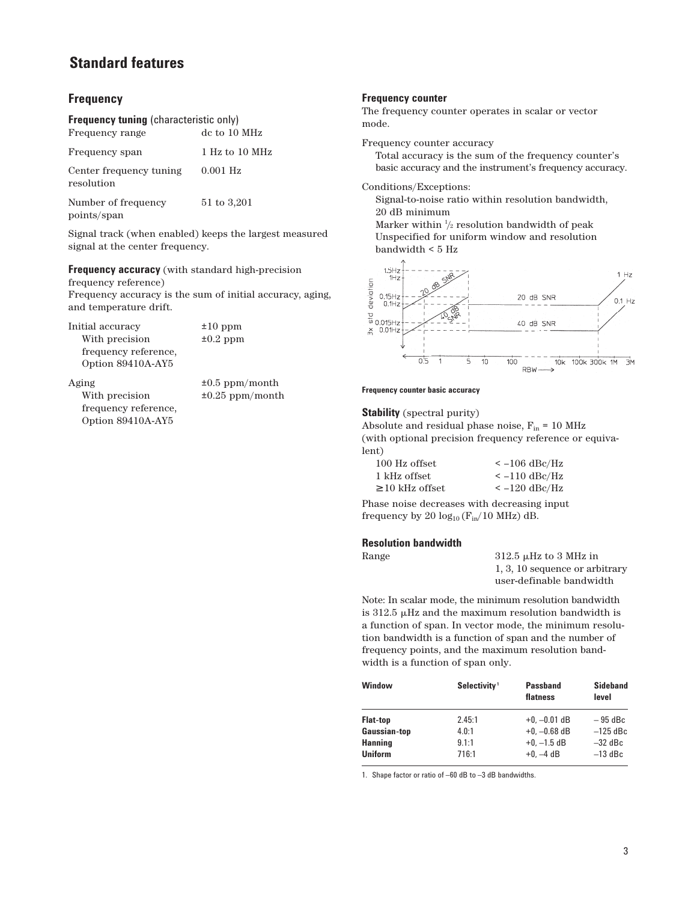# Standard features

## Frequency

### Frequency tuning (characteristic only)

| | |
|---|---|
| Frequency range | dc to 10 MHz |
| Frequency span | 1 Hz to 10 MHz |
| Center frequency tuning resolution | 0.001 Hz |
| Number of frequency points/span | 51 to 3,201 |

Signal track (when enabled) keeps the largest measured signal at the center frequency.

### Frequency accuracy (with standard high-precision frequency reference)

Frequency accuracy is the sum of initial accuracy, aging, and temperature drift.

| | |
|---|---|
| Initial accuracy | ±10 ppm |
| With precision frequency reference, Option 89410A-AY5 | ±0.2 ppm |
| Aging | ±0.5 ppm/month |
| With precision frequency reference, Option 89410A-AY5 | ±0.25 ppm/month |

### Frequency counter

The frequency counter operates in scalar or vector mode.

Frequency counter accuracy
Total accuracy is the sum of the frequency counter's basic accuracy and the instrument's frequency accuracy.

Conditions/Exceptions:
Signal-to-noise ratio within resolution bandwidth, 20 dB minimum
Marker within ½ resolution bandwidth of peak
Unspecified for uniform window and resolution bandwidth < 5 Hz

Frequency counter basic accuracy

### Stability (spectral purity)

Absolute and residual phase noise, $F_{in}$ = 10 MHz (with optional precision frequency reference or equivalent)

| | |
|---|---|
| 100 Hz offset | < –106 dBc/Hz |
| 1 kHz offset | < –110 dBc/Hz |
| ≥10 kHz offset | < –120 dBc/Hz |

Phase noise decreases with decreasing input frequency by $20 \log_{10} (F_{in}/10 \text{ MHz})$ dB.

### Resolution bandwidth

| | |
|---|---|
| Range | 312.5 μHz to 3 MHz in 1, 3, 10 sequence or arbitrary user-definable bandwidth |

Note: In scalar mode, the minimum resolution bandwidth is 312.5 μHz and the maximum resolution bandwidth is a function of span. In vector mode, the minimum resolution bandwidth is a function of span and the number of frequency points, and the maximum resolution bandwidth is a function of span only.

| Window | Selectivity [1] | Passband flatness | Sideband level |
|---|---|---|---|
| **Flat-top** | 2.45:1 | +0, –0.01 dB | – 95 dBc |
| **Gaussian-top** | 4.0:1 | +0, –0.68 dB | –125 dBc |
| **Hanning** | 9.1:1 | +0, –1.5 dB | –32 dBc |
| **Uniform** | 716:1 | +0, –4 dB | –13 dBc |

1. Shape factor or ratio of –60 dB to –3 dB bandwidths.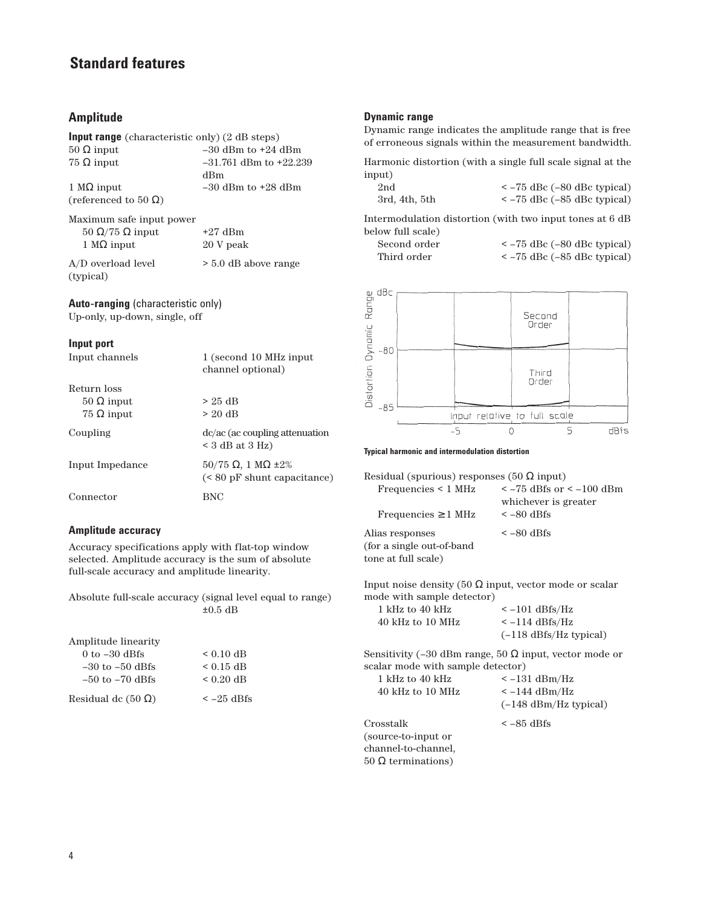# Standard features

## Amplitude

**Input range** (characteristic only) (2 dB steps)

| | |
|---|---|
| 50 Ω input | –30 dBm to +24 dBm |
| 75 Ω input | –31.761 dBm to +22.239 dBm |
| 1 MΩ input (referenced to 50 Ω) | –30 dBm to +28 dBm |

Maximum safe input power

| | |
|---|---|
| 50 Ω/75 Ω input | +27 dBm |
| 1 MΩ input | 20 V peak |
| A/D overload level (typical) | > 5.0 dB above range |

**Auto-ranging** (characteristic only)

Up-only, up-down, single, off

**Input port**

| | |
|---|---|
| Input channels | 1 (second 10 MHz input channel optional) |
| Return loss | |
| 50 Ω input | > 25 dB |
| 75 Ω input | > 20 dB |
| Coupling | dc/ac (ac coupling attenuation < 3 dB at 3 Hz) |
| Input Impedance | 50/75 Ω, 1 MΩ ±2% (< 80 pF shunt capacitance) |
| Connector | BNC |

**Amplitude accuracy**

Accuracy specifications apply with flat-top window selected. Amplitude accuracy is the sum of absolute full-scale accuracy and amplitude linearity.

Absolute full-scale accuracy (signal level equal to range) ±0.5 dB

| | |
|---|---|
| Amplitude linearity | |
| 0 to –30 dBfs | < 0.10 dB |
| –30 to –50 dBfs | < 0.15 dB |
| –50 to –70 dBfs | < 0.20 dB |
| Residual dc (50 Ω) | < –25 dBfs |

**Dynamic range**

Dynamic range indicates the amplitude range that is free of erroneous signals within the measurement bandwidth.

Harmonic distortion (with a single full scale signal at the input)

| | |
|---|---|
| 2nd | < –75 dBc (–80 dBc typical) |
| 3rd, 4th, 5th | < –75 dBc (–85 dBc typical) |

Intermodulation distortion (with two input tones at 6 dB below full scale)

| | |
|---|---|
| Second order | < –75 dBc (–80 dBc typical) |
| Third order | < –75 dBc (–85 dBc typical) |

**Typical harmonic and intermodulation distortion**

Residual (spurious) responses (50 Ω input)

| | |
|---|---|
| Frequencies < 1 MHz | < –75 dBfs or < –100 dBm whichever is greater |
| Frequencies ≥ 1 MHz | < –80 dBfs |
| Alias responses (for a single out-of-band tone at full scale) | < –80 dBfs |

Input noise density (50 Ω input, vector mode or scalar mode with sample detector)

| | |
|---|---|
| 1 kHz to 40 kHz | < –101 dBfs/Hz |
| 40 kHz to 10 MHz | < –114 dBfs/Hz (–118 dBfs/Hz typical) |

Sensitivity (–30 dBm range, 50 Ω input, vector mode or scalar mode with sample detector)

| | |
|---|---|
| 1 kHz to 40 kHz | < –131 dBm/Hz |
| 40 kHz to 10 MHz | < –144 dBm/Hz (–148 dBm/Hz typical) |
| Crosstalk (source-to-input or channel-to-channel, 50 Ω terminations) | < –85 dBfs |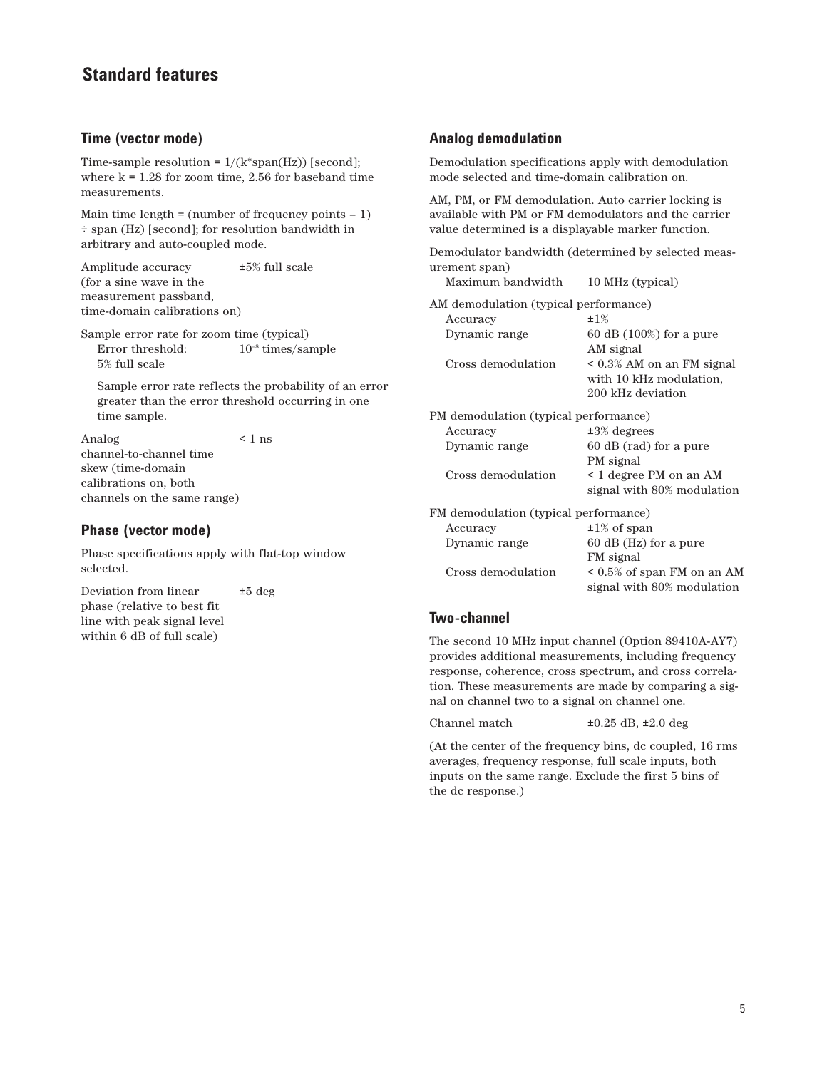# Standard features

## Time (vector mode)

Time-sample resolution = 1/(k*span(Hz)) [second]; where k = 1.28 for zoom time, 2.56 for baseband time measurements.

Main time length = (number of frequency points – 1) ÷ span (Hz) [second]; for resolution bandwidth in arbitrary and auto-coupled mode.

| | |
|---|---|
| Amplitude accuracy (for a sine wave in the measurement passband, time-domain calibrations on) | ±5% full scale |

Sample error rate for zoom time (typical)

| | |
|---|---|
| Error threshold: 5% full scale | $10^{-8}$ times/sample |

Sample error rate reflects the probability of an error greater than the error threshold occurring in one time sample.

| | |
|---|---|
| Analog channel-to-channel time skew (time-domain calibrations on, both channels on the same range) | < 1 ns |

## Phase (vector mode)

Phase specifications apply with flat-top window selected.

| | |
|---|---|
| Deviation from linear phase (relative to best fit line with peak signal level within 6 dB of full scale) | ±5 deg |

## Analog demodulation

Demodulation specifications apply with demodulation mode selected and time-domain calibration on.

AM, PM, or FM demodulation. Auto carrier locking is available with PM or FM demodulators and the carrier value determined is a displayable marker function.

Demodulator bandwidth (determined by selected measurement span)

| | |
|---|---|
| Maximum bandwidth | 10 MHz (typical) |

AM demodulation (typical performance)

| | |
|---|---|
| Accuracy | ±1% |
| Dynamic range | 60 dB (100%) for a pure AM signal |
| Cross demodulation | < 0.3% AM on an FM signal with 10 kHz modulation, 200 kHz deviation |

PM demodulation (typical performance)

| | |
|---|---|
| Accuracy | ±3% degrees |
| Dynamic range | 60 dB (rad) for a pure PM signal |
| Cross demodulation | < 1 degree PM on an AM signal with 80% modulation |

FM demodulation (typical performance)

| | |
|---|---|
| Accuracy | ±1% of span |
| Dynamic range | 60 dB (Hz) for a pure FM signal |
| Cross demodulation | < 0.5% of span FM on an AM signal with 80% modulation |

## Two-channel

The second 10 MHz input channel (Option 89410A-AY7) provides additional measurements, including frequency response, coherence, cross spectrum, and cross correlation. These measurements are made by comparing a signal on channel two to a signal on channel one.

| | |
|---|---|
| Channel match | ±0.25 dB, ±2.0 deg |

(At the center of the frequency bins, dc coupled, 16 rms averages, frequency response, full scale inputs, both inputs on the same range. Exclude the first 5 bins of the dc response.)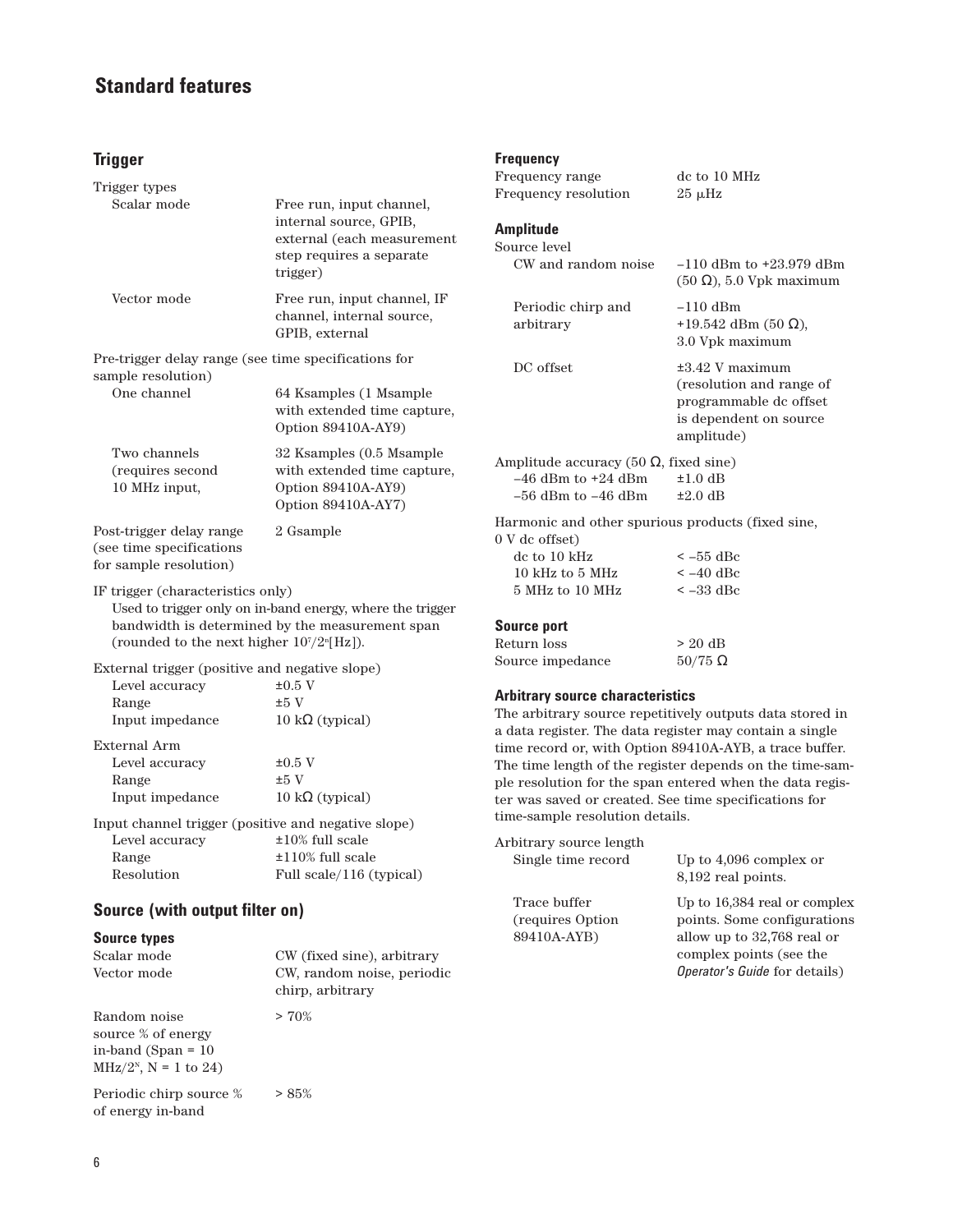## Standard features

### Trigger

| | |
|---|---|
| **Trigger types** | |
| Scalar mode | Free run, input channel, internal source, GPIB, external (each measurement step requires a separate trigger) |
| Vector mode | Free run, input channel, IF channel, internal source, GPIB, external |
| **Pre-trigger delay range (see time specifications for sample resolution)** | |
| One channel | 64 Ksamples (1 Msample with extended time capture, Option 89410A-AY9) |
| Two channels (requires second 10 MHz input, | 32 Ksamples (0.5 Msample with extended time capture, Option 89410A-AY9) Option 89410A-AY7) |
| Post-trigger delay range (see time specifications for sample resolution) | 2 Gsample |

IF trigger (characteristics only)
Used to trigger only on in-band energy, where the trigger bandwidth is determined by the measurement span (rounded to the next higher $10^7/2^n$[Hz]).

| | |
|---|---|
| **External trigger (positive and negative slope)** | |
| Level accuracy | ±0.5 V |
| Range | ±5 V |
| Input impedance | 10 kΩ (typical) |
| **External Arm** | |
| Level accuracy | ±0.5 V |
| Range | ±5 V |
| Input impedance | 10 kΩ (typical) |
| **Input channel trigger (positive and negative slope)** | |
| Level accuracy | ±10% full scale |
| Range | ±110% full scale |
| Resolution | Full scale/116 (typical) |

### Source (with output filter on)

#### Source types

| | |
|---|---|
| Scalar mode | CW (fixed sine), arbitrary |
| Vector mode | CW, random noise, periodic chirp, arbitrary |
| Random noise source % of energy in-band (Span = 10 MHz/$2^N$, N = 1 to 24) | > 70% |
| Periodic chirp source % of energy in-band | > 85% |

#### Frequency

| | |
|---|---|
| Frequency range | dc to 10 MHz |
| Frequency resolution | 25 μHz |

#### Amplitude

| | |
|---|---|
| **Source level** | |
| CW and random noise | –110 dBm to +23.979 dBm (50 Ω), 5.0 Vpk maximum |
| Periodic chirp and arbitrary | –110 dBm +19.542 dBm (50 Ω), 3.0 Vpk maximum |
| DC offset | ±3.42 V maximum (resolution and range of programmable dc offset is dependent on source amplitude) |
| **Amplitude accuracy (50 Ω, fixed sine)** | |
| –46 dBm to +24 dBm | ±1.0 dB |
| –56 dBm to –46 dBm | ±2.0 dB |
| **Harmonic and other spurious products (fixed sine, 0 V dc offset)** | |
| dc to 10 kHz | < –55 dBc |
| 10 kHz to 5 MHz | < –40 dBc |
| 5 MHz to 10 MHz | < –33 dBc |

#### Source port

| | |
|---|---|
| Return loss | > 20 dB |
| Source impedance | 50/75 Ω |

#### Arbitrary source characteristics

The arbitrary source repetitively outputs data stored in a data register. The data register may contain a single time record or, with Option 89410A-AYB, a trace buffer. The time length of the register depends on the time-sample resolution for the span entered when the data register was saved or created. See time specifications for time-sample resolution details.

| | |
|---|---|
| **Arbitrary source length** | |
| Single time record | Up to 4,096 complex or 8,192 real points. |
| Trace buffer (requires Option 89410A-AYB) | Up to 16,384 real or complex points. Some configurations allow up to 32,768 real or complex points (see the *Operator's Guide* for details) |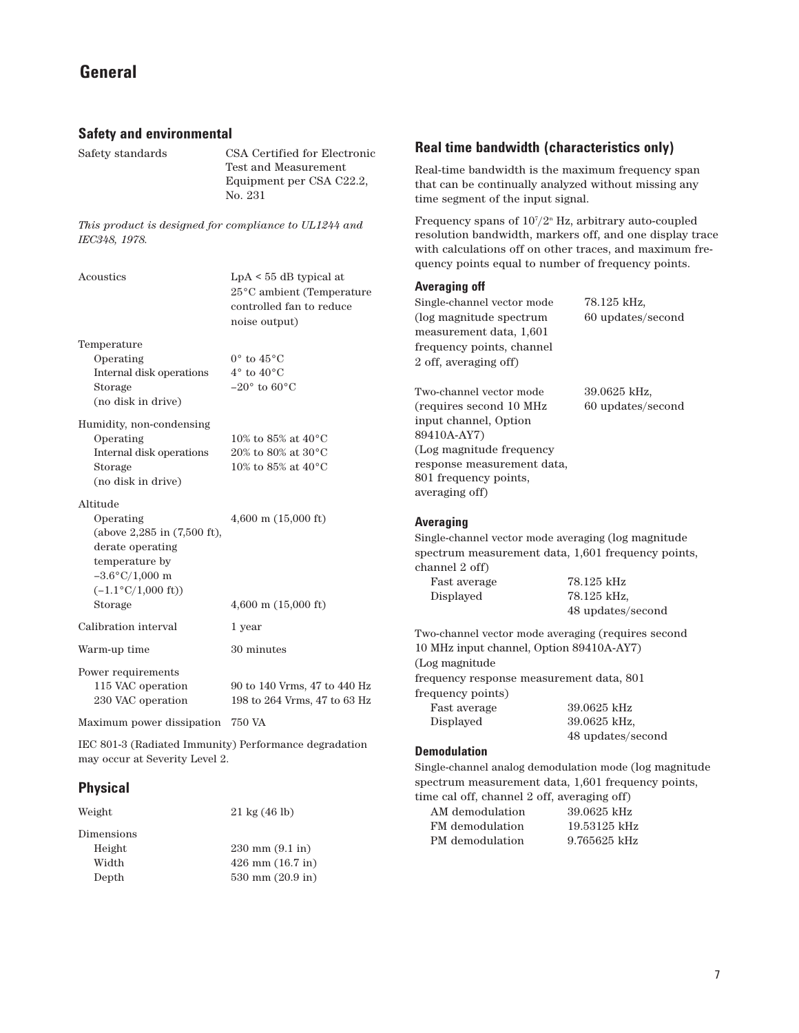# General

## Safety and environmental

| | |
|---|---|
| Safety standards | CSA Certified for Electronic Test and Measurement Equipment per CSA C22.2, No. 231 |

*This product is designed for compliance to UL1244 and IEC348, 1978.*

| | |
|---|---|
| Acoustics | LpA < 55 dB typical at 25°C ambient (Temperature controlled fan to reduce noise output) |
| Temperature | |
| Operating | 0° to 45°C |
| Internal disk operations | 4° to 40°C |
| Storage (no disk in drive) | –20° to 60°C |
| Humidity, non-condensing | |
| Operating | 10% to 85% at 40°C |
| Internal disk operations | 20% to 80% at 30°C |
| Storage (no disk in drive) | 10% to 85% at 40°C |
| Altitude | |
| Operating (above 2,285 in (7,500 ft), derate operating temperature by –3.6°C/1,000 m (–1.1°C/1,000 ft)) | 4,600 m (15,000 ft) |
| Storage | 4,600 m (15,000 ft) |
| Calibration interval | 1 year |
| Warm-up time | 30 minutes |
| Power requirements | |
| 115 VAC operation | 90 to 140 Vrms, 47 to 440 Hz |
| 230 VAC operation | 198 to 264 Vrms, 47 to 63 Hz |
| Maximum power dissipation | 750 VA |

IEC 801-3 (Radiated Immunity) Performance degradation may occur at Severity Level 2.

## Physical

| | |
|---|---|
| Weight | 21 kg (46 lb) |
| Dimensions | |
| Height | 230 mm (9.1 in) |
| Width | 426 mm (16.7 in) |
| Depth | 530 mm (20.9 in) |

## Real time bandwidth (characteristics only)

Real-time bandwidth is the maximum frequency span that can be continually analyzed without missing any time segment of the input signal.

Frequency spans of $10^7/2^n$ Hz, arbitrary auto-coupled resolution bandwidth, markers off, and one display trace with calculations off on other traces, and maximum frequency points equal to number of frequency points.

### Averaging off

| | |
|---|---|
| Single-channel vector mode (log magnitude spectrum measurement data, 1,601 frequency points, channel 2 off, averaging off) | 78.125 kHz, 60 updates/second |
| Two-channel vector mode (requires second 10 MHz input channel, Option 89410A-AY7) (Log magnitude frequency response measurement data, 801 frequency points, averaging off) | 39.0625 kHz, 60 updates/second |

### Averaging

Single-channel vector mode averaging (log magnitude spectrum measurement data, 1,601 frequency points, channel 2 off)

| | |
|---|---|
| Fast average | 78.125 kHz |
| Displayed | 78.125 kHz, 48 updates/second |

Two-channel vector mode averaging (requires second 10 MHz input channel, Option 89410A-AY7) (Log magnitude frequency response measurement data, 801 frequency points)

| | |
|---|---|
| Fast average | 39.0625 kHz |
| Displayed | 39.0625 kHz, 48 updates/second |

### Demodulation

Single-channel analog demodulation mode (log magnitude spectrum measurement data, 1,601 frequency points, time cal off, channel 2 off, averaging off)

| | |
|---|---|
| AM demodulation | 39.0625 kHz |
| FM demodulation | 19.53125 kHz |
| PM demodulation | 9.765625 kHz |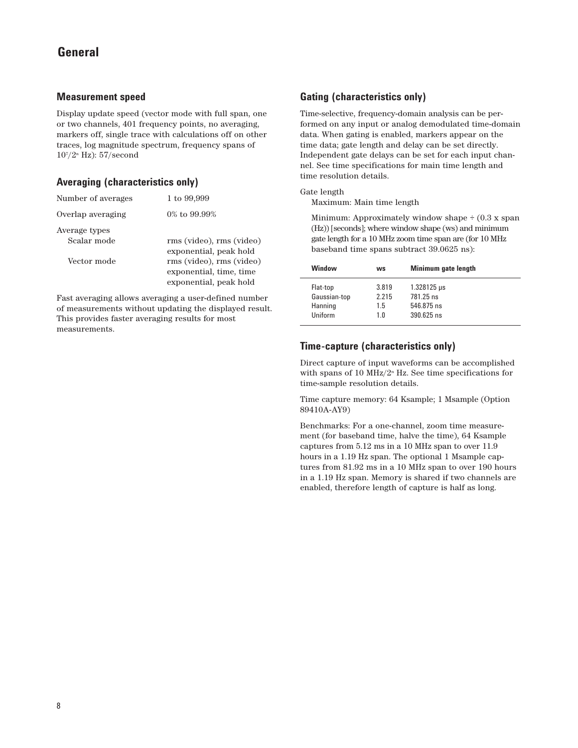# General

## Measurement speed

Display update speed (vector mode with full span, one or two channels, 401 frequency points, no averaging, markers off, single trace with calculations off on other traces, log magnitude spectrum, frequency spans of $10^7/2^n$ Hz): 57/second

## Averaging (characteristics only)

| | |
|---|---|
| Number of averages | 1 to 99,999 |
| Overlap averaging | 0% to 99.99% |
| Average types | |
| Scalar mode | rms (video), rms (video) exponential, peak hold |
| Vector mode | rms (video), rms (video) exponential, time, time exponential, peak hold |

Fast averaging allows averaging a user-defined number of measurements without updating the displayed result. This provides faster averaging results for most measurements.

## Gating (characteristics only)

Time-selective, frequency-domain analysis can be performed on any input or analog demodulated time-domain data. When gating is enabled, markers appear on the time data; gate length and delay can be set directly. Independent gate delays can be set for each input channel. See time specifications for main time length and time resolution details.

Gate length

Maximum: Main time length

Minimum: Approximately window shape ÷ (0.3 x span (Hz)) [seconds]; where window shape (ws) and minimum gate length for a 10 MHz zoom time span are (for 10 MHz baseband time spans subtract 39.0625 ns):

| Window | ws | Minimum gate length |
|---|---|---|
| Flat-top | 3.819 | 1.328125 µs |
| Gaussian-top | 2.215 | 781.25 ns |
| Hanning | 1.5 | 546.875 ns |
| Uniform | 1.0 | 390.625 ns |

## Time-capture (characteristics only)

Direct capture of input waveforms can be accomplished with spans of 10 MHz/$2^n$ Hz. See time specifications for time-sample resolution details.

Time capture memory: 64 Ksample; 1 Msample (Option 89410A-AY9)

Benchmarks: For a one-channel, zoom time measurement (for baseband time, halve the time), 64 Ksample captures from 5.12 ms in a 10 MHz span to over 11.9 hours in a 1.19 Hz span. The optional 1 Msample captures from 81.92 ms in a 10 MHz span to over 190 hours in a 1.19 Hz span. Memory is shared if two channels are enabled, therefore length of capture is half as long.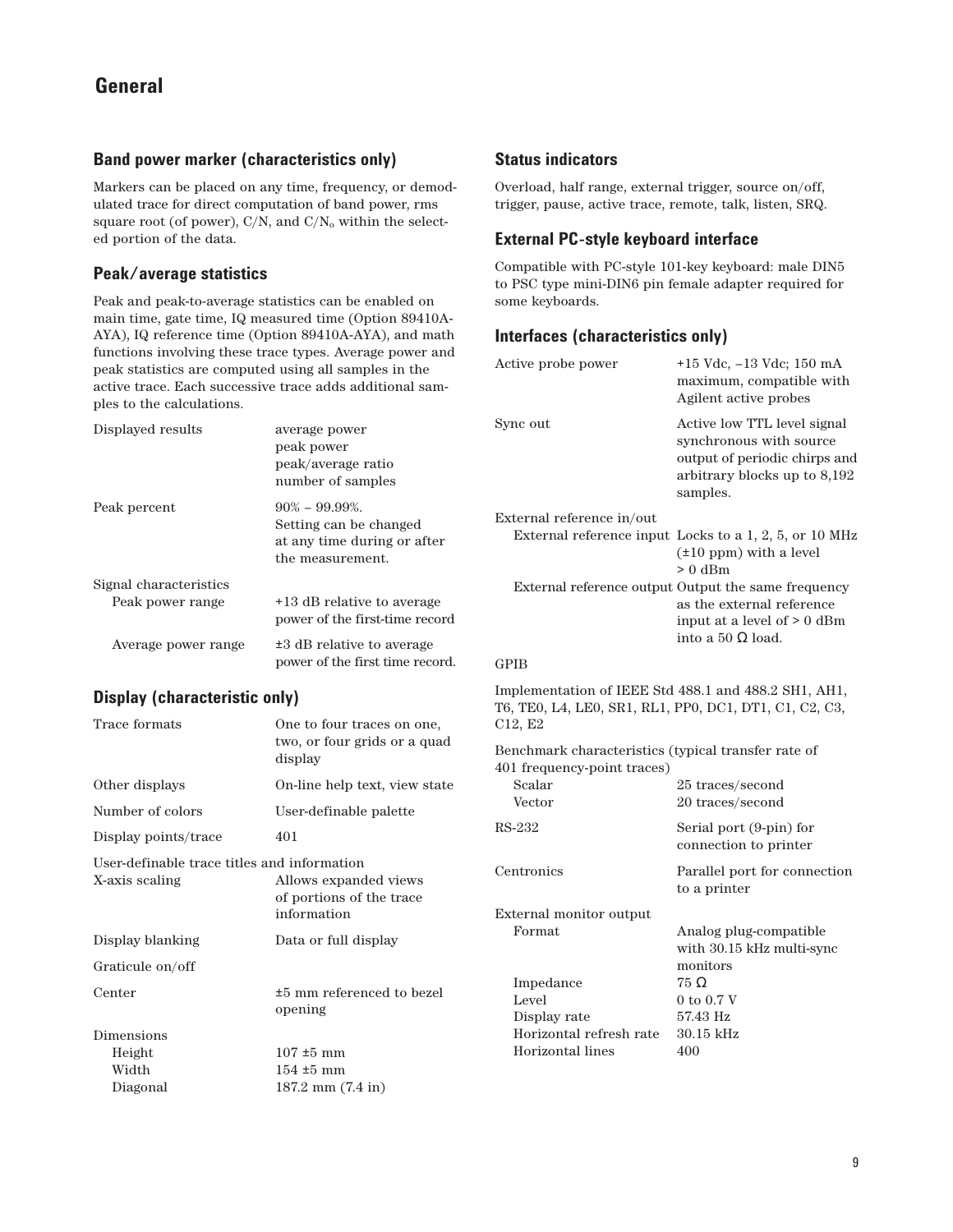# General

## Band power marker (characteristics only)

Markers can be placed on any time, frequency, or demodulated trace for direct computation of band power, rms square root (of power), C/N, and $C/N_o$ within the selected portion of the data.

## Peak/average statistics

Peak and peak-to-average statistics can be enabled on main time, gate time, IQ measured time (Option 89410A-AYA), IQ reference time (Option 89410A-AYA), and math functions involving these trace types. Average power and peak statistics are computed using all samples in the active trace. Each successive trace adds additional samples to the calculations.

| | |
|---|---|
| Displayed results | average power<br>peak power<br>peak/average ratio<br>number of samples |
| Peak percent | 90% – 99.99%.<br>Setting can be changed at any time during or after the measurement. |
| Signal characteristics | |
| Peak power range | +13 dB relative to average power of the first-time record |
| Average power range | ±3 dB relative to average power of the first time record. |

## Display (characteristic only)

| | |
|---|---|
| Trace formats | One to four traces on one, two, or four grids or a quad display |
| Other displays | On-line help text, view state |
| Number of colors | User-definable palette |
| Display points/trace | 401 |
| User-definable trace titles and information | |
| X-axis scaling | Allows expanded views of portions of the trace information |
| Display blanking | Data or full display |
| Graticule on/off | |
| Center | ±5 mm referenced to bezel opening |
| Dimensions | |
| Height | 107 ±5 mm |
| Width | 154 ±5 mm |
| Diagonal | 187.2 mm (7.4 in) |

## Status indicators

Overload, half range, external trigger, source on/off, trigger, pause, active trace, remote, talk, listen, SRQ.

## External PC-style keyboard interface

Compatible with PC-style 101-key keyboard: male DIN5 to PSC type mini-DIN6 pin female adapter required for some keyboards.

## Interfaces (characteristics only)

| | |
|---|---|
| Active probe power | +15 Vdc, –13 Vdc; 150 mA maximum, compatible with Agilent active probes |
| Sync out | Active low TTL level signal synchronous with source output of periodic chirps and arbitrary blocks up to 8,192 samples. |
| External reference in/out | |
| External reference input | Locks to a 1, 2, 5, or 10 MHz (±10 ppm) with a level > 0 dBm |
| External reference output | Output the same frequency as the external reference input at a level of > 0 dBm into a 50 Ω load. |

GPIB

Implementation of IEEE Std 488.1 and 488.2 SH1, AH1, T6, TE0, L4, LE0, SR1, RL1, PP0, DC1, DT1, C1, C2, C3, C12, E2

| | |
|---|---|
| Benchmark characteristics (typical transfer rate of 401 frequency-point traces) | |
| Scalar | 25 traces/second |
| Vector | 20 traces/second |
| RS-232 | Serial port (9-pin) for connection to printer |
| Centronics | Parallel port for connection to a printer |
| External monitor output | |
| Format | Analog plug-compatible with 30.15 kHz multi-sync monitors |
| Impedance | 75 Ω |
| Level | 0 to 0.7 V |
| Display rate | 57.43 Hz |
| Horizontal refresh rate | 30.15 kHz |
| Horizontal lines | 400 |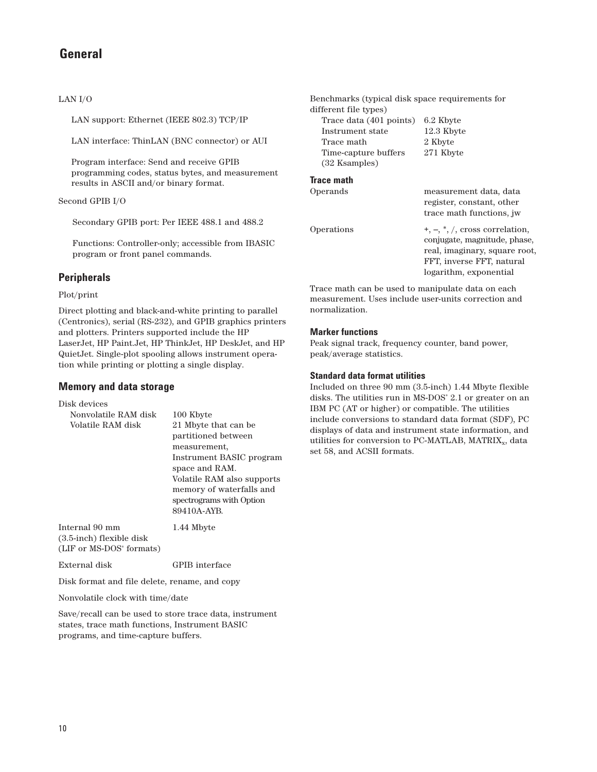# General

LAN I/O

LAN support: Ethernet (IEEE 802.3) TCP/IP

LAN interface: ThinLAN (BNC connector) or AUI

Program interface: Send and receive GPIB programming codes, status bytes, and measurement results in ASCII and/or binary format.

Second GPIB I/O

Secondary GPIB port: Per IEEE 488.1 and 488.2

Functions: Controller-only; accessible from IBASIC program or front panel commands.

## Peripherals

Plot/print

Direct plotting and black-and-white printing to parallel (Centronics), serial (RS-232), and GPIB graphics printers and plotters. Printers supported include the HP LaserJet, HP Paint.Jet, HP ThinkJet, HP DeskJet, and HP QuietJet. Single-plot spooling allows instrument operation while printing or plotting a single display.

## Memory and data storage

Disk devices

| | |
|---|---|
| Nonvolatile RAM disk | 100 Kbyte |
| Volatile RAM disk | 21 Mbyte that can be partitioned between measurement, Instrument BASIC program space and RAM. Volatile RAM also supports memory of waterfalls and spectrograms with Option 89410A-AYB. |
| Internal 90 mm (3.5-inch) flexible disk (LIF or MS-DOS® formats) | 1.44 Mbyte |
| External disk | GPIB interface |

Disk format and file delete, rename, and copy

Nonvolatile clock with time/date

Save/recall can be used to store trace data, instrument states, trace math functions, Instrument BASIC programs, and time-capture buffers.

Benchmarks (typical disk space requirements for different file types)

| | |
|---|---|
| Trace data (401 points) | 6.2 Kbyte |
| Instrument state | 12.3 Kbyte |
| Trace math | 2 Kbyte |
| Time-capture buffers (32 Ksamples) | 271 Kbyte |

### Trace math

| | |
|---|---|
| Operands | measurement data, data register, constant, other trace math functions, jw |
| Operations | +, –, *, /, cross correlation, conjugate, magnitude, phase, real, imaginary, square root, FFT, inverse FFT, natural logarithm, exponential |

Trace math can be used to manipulate data on each measurement. Uses include user-units correction and normalization.

### Marker functions

Peak signal track, frequency counter, band power, peak/average statistics.

### Standard data format utilities

Included on three 90 mm (3.5-inch) 1.44 Mbyte flexible disks. The utilities run in MS-DOS® 2.1 or greater on an IBM PC (AT or higher) or compatible. The utilities include conversions to standard data format (SDF), PC displays of data and instrument state information, and utilities for conversion to PC-MATLAB, $MATRIX_x$, data set 58, and ACSII formats.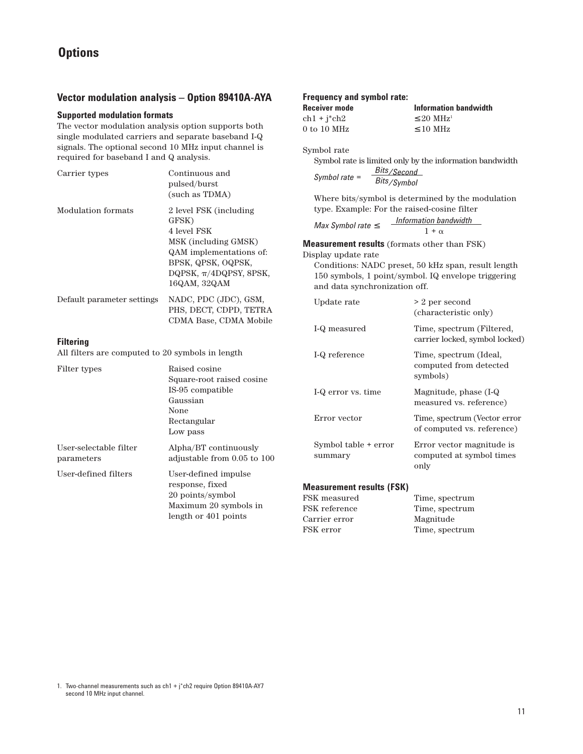# Options

## Vector modulation analysis – Option 89410A-AYA

### Supported modulation formats

The vector modulation analysis option supports both single modulated carriers and separate baseband I-Q signals. The optional second 10 MHz input channel is required for baseband I and Q analysis.

| | |
|---|---|
| Carrier types | Continuous and pulsed/burst (such as TDMA) |
| Modulation formats | 2 level FSK (including GFSK)<br>4 level FSK<br>MSK (including GMSK)<br>QAM implementations of: BPSK, QPSK, OQPSK, DQPSK, π/4DQPSY, 8PSK, 16QAM, 32QAM |
| Default parameter settings | NADC, PDC (JDC), GSM, PHS, DECT, CDPD, TETRA CDMA Base, CDMA Mobile |

### Filtering

All filters are computed to 20 symbols in length

| | |
|---|---|
| Filter types | Raised cosine<br>Square-root raised cosine<br>IS-95 compatible<br>Gaussian<br>None<br>Rectangular<br>Low pass |
| User-selectable filter parameters | Alpha/BT continuously adjustable from 0.05 to 100 |
| User-defined filters | User-defined impulse response, fixed 20 points/symbol<br>Maximum 20 symbols in length or 401 points |

### Frequency and symbol rate:

| Receiver mode | Information bandwidth |
|---|---|
| ch1 + j*ch2 | ≤20 MHz[1] |
| 0 to 10 MHz | ≤10 MHz |

Symbol rate

Symbol rate is limited only by the information bandwidth

$$\text{Symbol rate} = \frac{\text{Bits/Second}}{\text{Bits/Symbol}}$$

Where bits/symbol is determined by the modulation type. Example: For the raised-cosine filter

$$\text{Max Symbol rate} \leq \frac{\text{Information bandwidth}}{1 + \alpha}$$

**Measurement results** (formats other than FSK)

Display update rate

Conditions: NADC preset, 50 kHz span, result length 150 symbols, 1 point/symbol. IQ envelope triggering and data synchronization off.

| | |
|---|---|
| Update rate | > 2 per second (characteristic only) |
| I-Q measured | Time, spectrum (Filtered, carrier locked, symbol locked) |
| I-Q reference | Time, spectrum (Ideal, computed from detected symbols) |
| I-Q error vs. time | Magnitude, phase (I-Q measured vs. reference) |
| Error vector | Time, spectrum (Vector error of computed vs. reference) |
| Symbol table + error summary | Error vector magnitude is computed at symbol times only |

### Measurement results (FSK)

| | |
|---|---|
| FSK measured | Time, spectrum |
| FSK reference | Time, spectrum |
| Carrier error | Magnitude |
| FSK error | Time, spectrum |

1. Two-channel measurements such as ch1 + j*ch2 require Option 89410A-AY7 second 10 MHz input channel.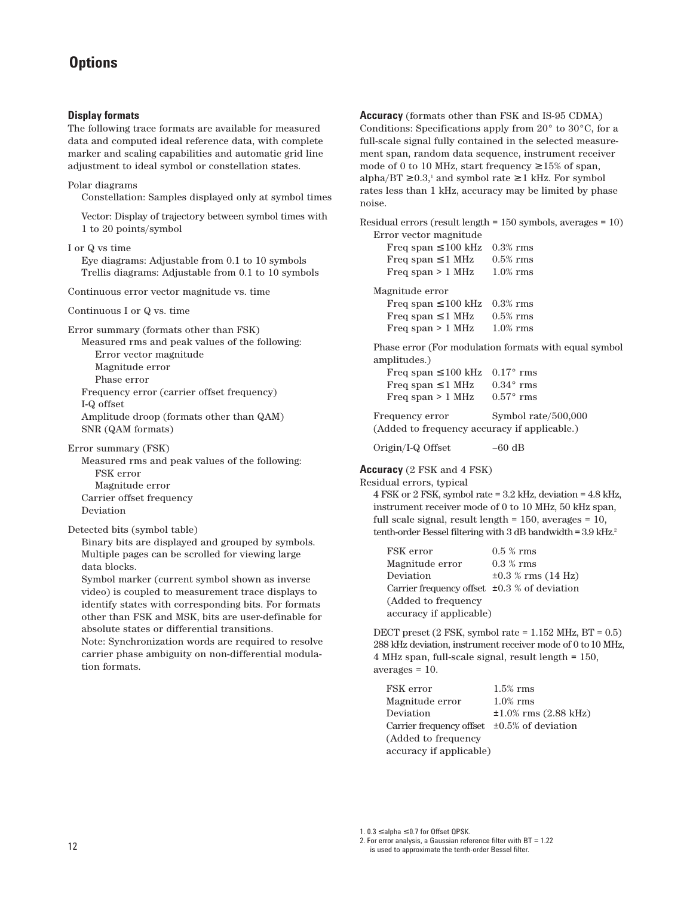# Options

### Display formats

The following trace formats are available for measured data and computed ideal reference data, with complete marker and scaling capabilities and automatic grid line adjustment to ideal symbol or constellation states.

Polar diagrams

- Constellation: Samples displayed only at symbol times
- Vector: Display of trajectory between symbol times with 1 to 20 points/symbol

I or Q vs time

- Eye diagrams: Adjustable from 0.1 to 10 symbols
- Trellis diagrams: Adjustable from 0.1 to 10 symbols

Continuous error vector magnitude vs. time

Continuous I or Q vs. time

Error summary (formats other than FSK)

- Measured rms and peak values of the following:
  - Error vector magnitude
  - Magnitude error
  - Phase error
- Frequency error (carrier offset frequency)
- I-Q offset
- Amplitude droop (formats other than QAM)
- SNR (QAM formats)

Error summary (FSK)

- Measured rms and peak values of the following:
  - FSK error
  - Magnitude error
- Carrier offset frequency
- Deviation

Detected bits (symbol table)

Binary bits are displayed and grouped by symbols. Multiple pages can be scrolled for viewing large data blocks.

Symbol marker (current symbol shown as inverse video) is coupled to measurement trace displays to identify states with corresponding bits. For formats other than FSK and MSK, bits are user-definable for absolute states or differential transitions.

Note: Synchronization words are required to resolve carrier phase ambiguity on non-differential modulation formats.

**Accuracy** (formats other than FSK and IS-95 CDMA)

Conditions: Specifications apply from 20° to 30°C, for a full-scale signal fully contained in the selected measurement span, random data sequence, instrument receiver mode of 0 to 10 MHz, start frequency ≥15% of span, alpha/BT ≥0.3,[1] and symbol rate ≥1 kHz. For symbol rates less than 1 kHz, accuracy may be limited by phase noise.

Residual errors (result length = 150 symbols, averages = 10)

Error vector magnitude

| | |
|---|---|
| Freq span ≤100 kHz | 0.3% rms |
| Freq span ≤1 MHz | 0.5% rms |
| Freq span > 1 MHz | 1.0% rms |

Magnitude error

| | |
|---|---|
| Freq span ≤100 kHz | 0.3% rms |
| Freq span ≤1 MHz | 0.5% rms |
| Freq span > 1 MHz | 1.0% rms |

Phase error (For modulation formats with equal symbol amplitudes.)

| | |
|---|---|
| Freq span ≤100 kHz | 0.17° rms |
| Freq span ≤1 MHz | 0.34° rms |
| Freq span > 1 MHz | 0.57° rms |

| | |
|---|---|
| Frequency error (Added to frequency accuracy if applicable.) | Symbol rate/500,000 |
| Origin/I-Q Offset | –60 dB |

**Accuracy** (2 FSK and 4 FSK)

Residual errors, typical

4 FSK or 2 FSK, symbol rate = 3.2 kHz, deviation = 4.8 kHz, instrument receiver mode of 0 to 10 MHz, 50 kHz span, full scale signal, result length = 150, averages = 10, tenth-order Bessel filtering with 3 dB bandwidth = 3.9 kHz.[2]

| | |
|---|---|
| FSK error | 0.5 % rms |
| Magnitude error | 0.3 % rms |
| Deviation | ±0.3 % rms (14 Hz) |
| Carrier frequency offset (Added to frequency accuracy if applicable) | ±0.3 % of deviation |

DECT preset (2 FSK, symbol rate = 1.152 MHz, BT = 0.5) 288 kHz deviation, instrument receiver mode of 0 to 10 MHz, 4 MHz span, full-scale signal, result length = 150, averages = 10.

| | |
|---|---|
| FSK error | 1.5% rms |
| Magnitude error | 1.0% rms |
| Deviation | ±1.0% rms (2.88 kHz) |
| Carrier frequency offset (Added to frequency accuracy if applicable) | ±0.5% of deviation |

1. 0.3 ≤alpha ≤0.7 for Offset QPSK.
2. For error analysis, a Gaussian reference filter with BT = 1.22 is used to approximate the tenth-order Bessel filter.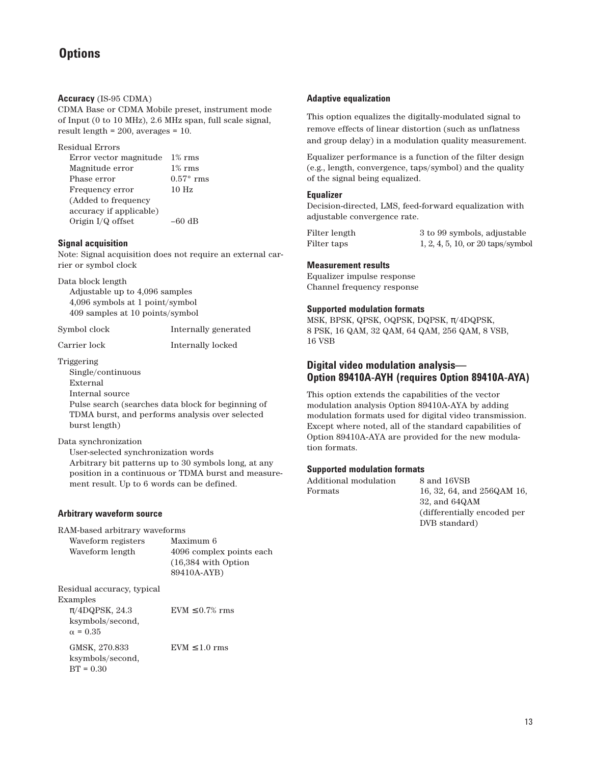# Options

### Accuracy (IS-95 CDMA)

CDMA Base or CDMA Mobile preset, instrument mode of Input (0 to 10 MHz), 2.6 MHz span, full scale signal, result length = 200, averages = 10.

Residual Errors

| | |
|---|---|
| Error vector magnitude | 1% rms |
| Magnitude error | 1% rms |
| Phase error | 0.57° rms |
| Frequency error (Added to frequency accuracy if applicable) | 10 Hz |
| Origin I/Q offset | –60 dB |

### Signal acquisition

Note: Signal acquisition does not require an external carrier or symbol clock

Data block length
- Adjustable up to 4,096 samples
- 4,096 symbols at 1 point/symbol
- 409 samples at 10 points/symbol

| | |
|---|---|
| Symbol clock | Internally generated |
| Carrier lock | Internally locked |

Triggering
- Single/continuous
- External
- Internal source
- Pulse search (searches data block for beginning of TDMA burst, and performs analysis over selected burst length)

Data synchronization
- User-selected synchronization words
- Arbitrary bit patterns up to 30 symbols long, at any position in a continuous or TDMA burst and measurement result. Up to 6 words can be defined.

### Arbitrary waveform source

RAM-based arbitrary waveforms

| | |
|---|---|
| Waveform registers | Maximum 6 |
| Waveform length | 4096 complex points each (16,384 with Option 89410A-AYB) |

Residual accuracy, typical

Examples

| | |
|---|---|
| π/4DQPSK, 24.3 ksymbols/second, α = 0.35 | EVM ≤0.7% rms |
| GMSK, 270.833 ksymbols/second, BT = 0.30 | EVM ≤1.0 rms |

### Adaptive equalization

This option equalizes the digitally-modulated signal to remove effects of linear distortion (such as unflatness and group delay) in a modulation quality measurement.

Equalizer performance is a function of the filter design (e.g., length, convergence, taps/symbol) and the quality of the signal being equalized.

### Equalizer

Decision-directed, LMS, feed-forward equalization with adjustable convergence rate.

| | |
|---|---|
| Filter length | 3 to 99 symbols, adjustable |
| Filter taps | 1, 2, 4, 5, 10, or 20 taps/symbol |

### Measurement results

Equalizer impulse response
Channel frequency response

### Supported modulation formats

MSK, BPSK, QPSK, OQPSK, DQPSK, π/4DQPSK, 8 PSK, 16 QAM, 32 QAM, 64 QAM, 256 QAM, 8 VSB, 16 VSB

## Digital video modulation analysis—Option 89410A-AYH (requires Option 89410A-AYA)

This option extends the capabilities of the vector modulation analysis Option 89410A-AYA by adding modulation formats used for digital video transmission. Except where noted, all of the standard capabilities of Option 89410A-AYA are provided for the new modulation formats.

### Supported modulation formats

| | |
|---|---|
| Additional modulation Formats | 8 and 16VSB<br>16, 32, 64, and 256QAM 16, 32, and 64QAM (differentially encoded per DVB standard) |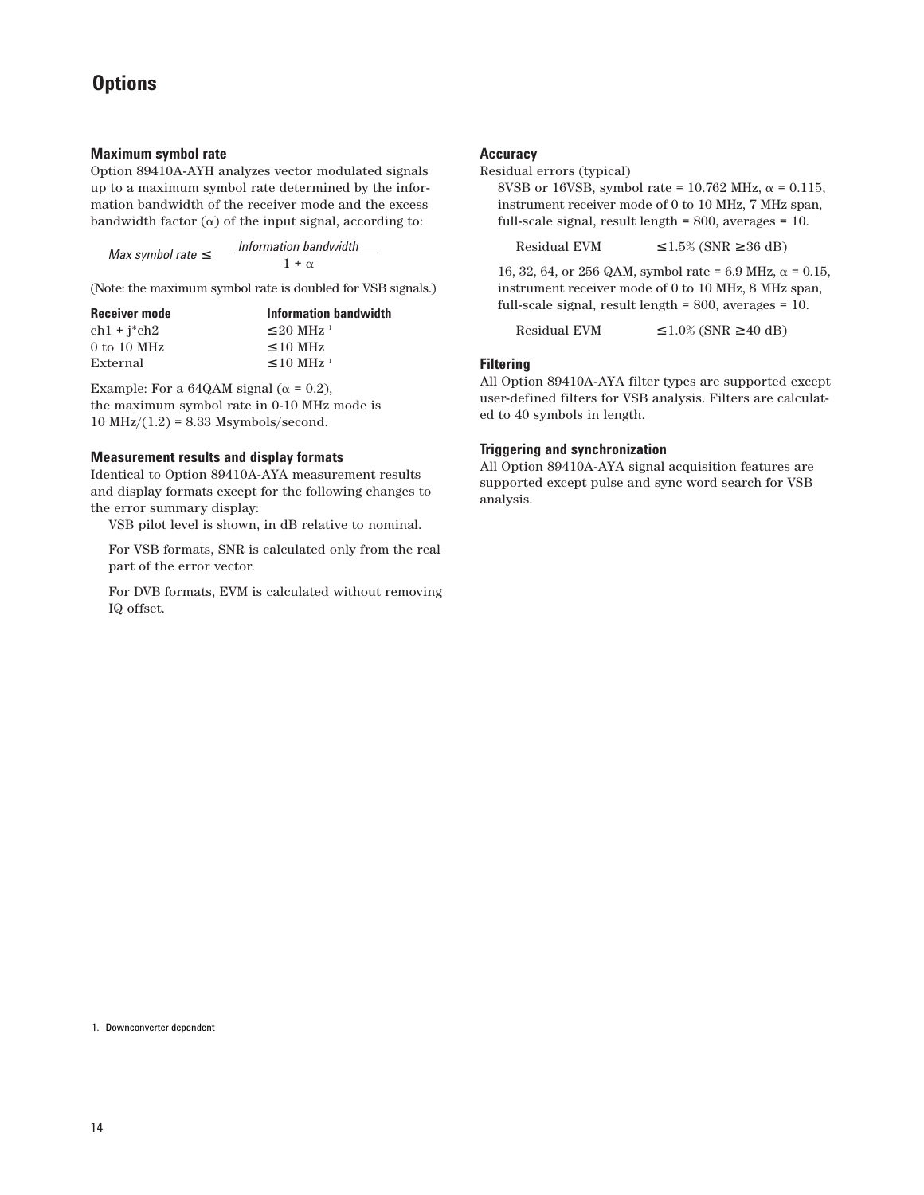# Options

### Maximum symbol rate

Option 89410A-AYH analyzes vector modulated signals up to a maximum symbol rate determined by the information bandwidth of the receiver mode and the excess bandwidth factor ($\alpha$) of the input signal, according to:

$$\textit{Max symbol rate} \leq \frac{\textit{Information bandwidth}}{1 + \alpha}$$

(Note: the maximum symbol rate is doubled for VSB signals.)

| Receiver mode | Information bandwidth |
|---|---|
| ch1 + j*ch2 | ≤20 MHz [1] |
| 0 to 10 MHz | ≤10 MHz |
| External | ≤10 MHz [1] |

Example: For a 64QAM signal ($\alpha$ = 0.2), the maximum symbol rate in 0-10 MHz mode is 10 MHz/(1.2) = 8.33 Msymbols/second.

### Measurement results and display formats

Identical to Option 89410A-AYA measurement results and display formats except for the following changes to the error summary display:

VSB pilot level is shown, in dB relative to nominal.

For VSB formats, SNR is calculated only from the real part of the error vector.

For DVB formats, EVM is calculated without removing IQ offset.

### Accuracy

Residual errors (typical)

8VSB or 16VSB, symbol rate = 10.762 MHz, $\alpha$ = 0.115, instrument receiver mode of 0 to 10 MHz, 7 MHz span, full-scale signal, result length = 800, averages = 10.

| | |
|---|---|
| Residual EVM | ≤1.5% (SNR ≥36 dB) |

16, 32, 64, or 256 QAM, symbol rate = 6.9 MHz, $\alpha$ = 0.15, instrument receiver mode of 0 to 10 MHz, 8 MHz span, full-scale signal, result length = 800, averages = 10.

| | |
|---|---|
| Residual EVM | ≤1.0% (SNR ≥40 dB) |

### Filtering

All Option 89410A-AYA filter types are supported except user-defined filters for VSB analysis. Filters are calculated to 40 symbols in length.

### Triggering and synchronization

All Option 89410A-AYA signal acquisition features are supported except pulse and sync word search for VSB analysis.

1. Downconverter dependent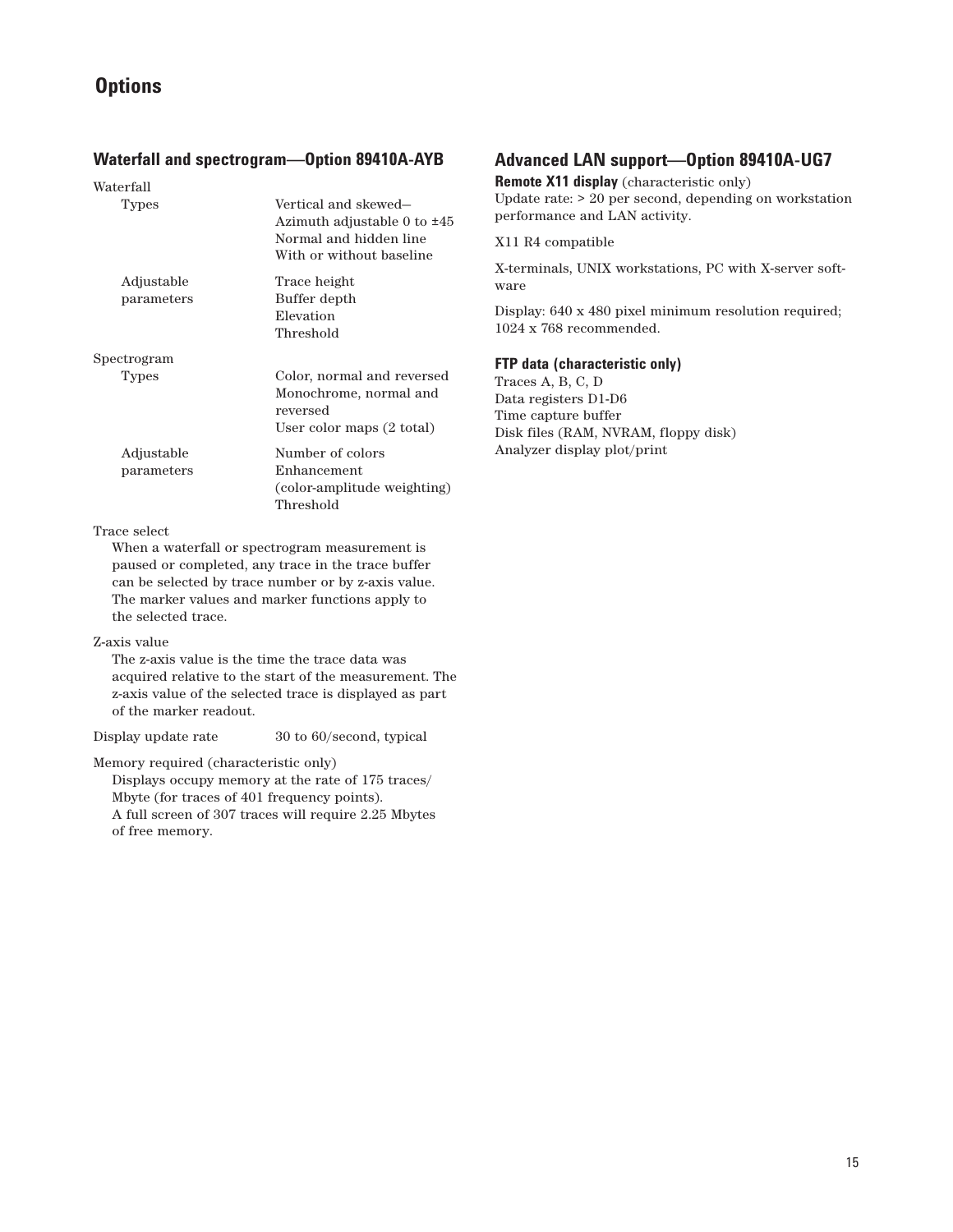# Options

## Waterfall and spectrogram—Option 89410A-AYB

Waterfall

| | |
|---|---|
| Types | Vertical and skewed–<br>Azimuth adjustable 0 to ±45<br>Normal and hidden line<br>With or without baseline |
| Adjustable parameters | Trace height<br>Buffer depth<br>Elevation<br>Threshold |

Spectrogram

| | |
|---|---|
| Types | Color, normal and reversed<br>Monochrome, normal and reversed<br>User color maps (2 total) |
| Adjustable parameters | Number of colors<br>Enhancement<br>(color-amplitude weighting)<br>Threshold |

Trace select

When a waterfall or spectrogram measurement is paused or completed, any trace in the trace buffer can be selected by trace number or by z-axis value. The marker values and marker functions apply to the selected trace.

Z-axis value

The z-axis value is the time the trace data was acquired relative to the start of the measurement. The z-axis value of the selected trace is displayed as part of the marker readout.

Display update rate 30 to 60/second, typical

Memory required (characteristic only)

Displays occupy memory at the rate of 175 traces/Mbyte (for traces of 401 frequency points).
A full screen of 307 traces will require 2.25 Mbytes of free memory.

## Advanced LAN support—Option 89410A-UG7

**Remote X11 display** (characteristic only)
Update rate: > 20 per second, depending on workstation performance and LAN activity.

X11 R4 compatible

X-terminals, UNIX workstations, PC with X-server software

Display: 640 x 480 pixel minimum resolution required; 1024 x 768 recommended.

### FTP data (characteristic only)

Traces A, B, C, D
Data registers D1-D6
Time capture buffer
Disk files (RAM, NVRAM, floppy disk)
Analyzer display plot/print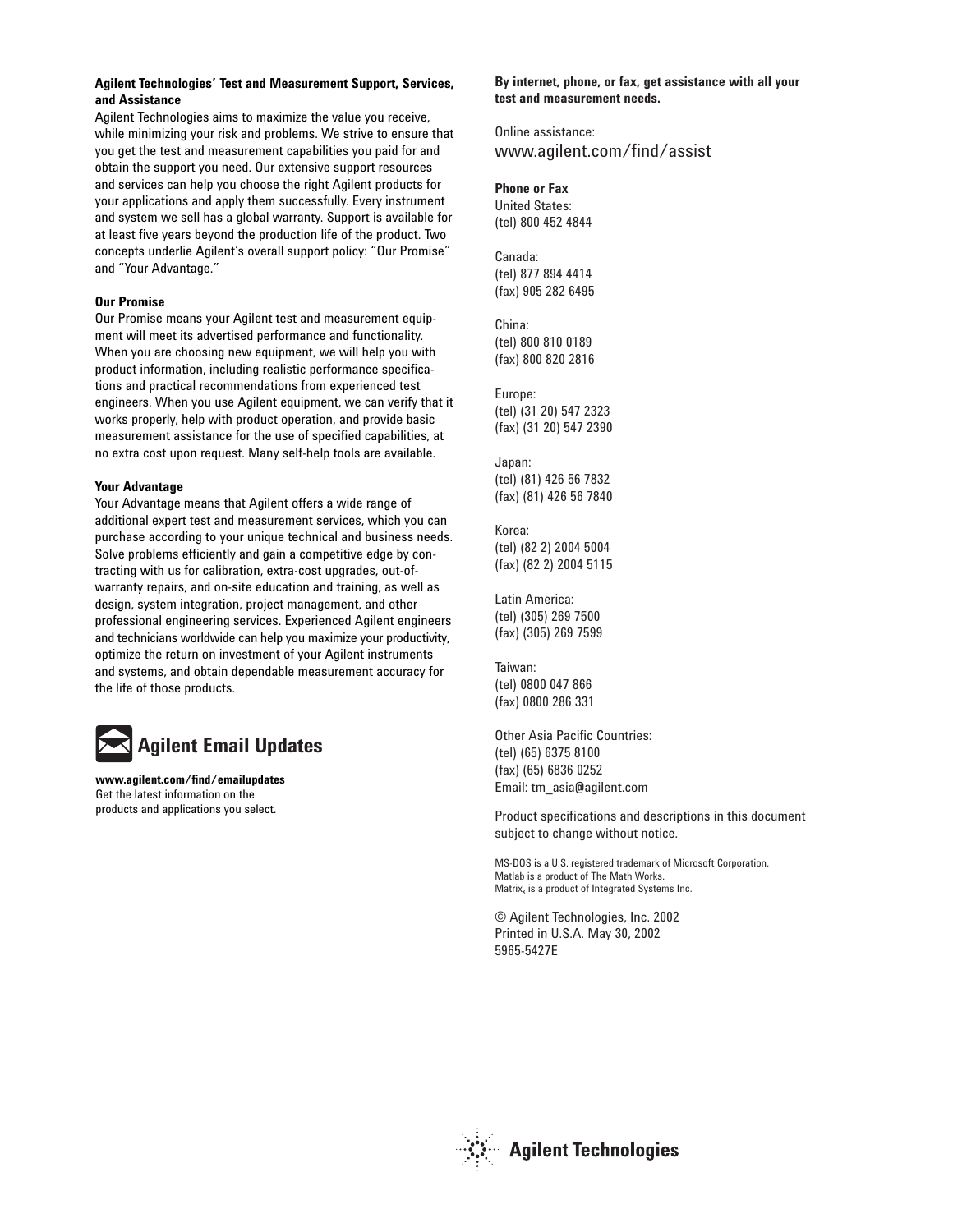**Agilent Technologies' Test and Measurement Support, Services, and Assistance**

Agilent Technologies aims to maximize the value you receive, while minimizing your risk and problems. We strive to ensure that you get the test and measurement capabilities you paid for and obtain the support you need. Our extensive support resources and services can help you choose the right Agilent products for your applications and apply them successfully. Every instrument and system we sell has a global warranty. Support is available for at least five years beyond the production life of the product. Two concepts underlie Agilent's overall support policy: "Our Promise" and "Your Advantage."

**Our Promise**

Our Promise means your Agilent test and measurement equipment will meet its advertised performance and functionality. When you are choosing new equipment, we will help you with product information, including realistic performance specifications and practical recommendations from experienced test engineers. When you use Agilent equipment, we can verify that it works properly, help with product operation, and provide basic measurement assistance for the use of specified capabilities, at no extra cost upon request. Many self-help tools are available.

**Your Advantage**

Your Advantage means that Agilent offers a wide range of additional expert test and measurement services, which you can purchase according to your unique technical and business needs. Solve problems efficiently and gain a competitive edge by contracting with us for calibration, extra-cost upgrades, out-of-warranty repairs, and on-site education and training, as well as design, system integration, project management, and other professional engineering services. Experienced Agilent engineers and technicians worldwide can help you maximize your productivity, optimize the return on investment of your Agilent instruments and systems, and obtain dependable measurement accuracy for the life of those products.

## Agilent Email Updates

**www.agilent.com/find/emailupdates**
Get the latest information on the products and applications you select.

**By internet, phone, or fax, get assistance with all your test and measurement needs.**

Online assistance:
www.agilent.com/find/assist

**Phone or Fax**

United States:
(tel) 800 452 4844

Canada:
(tel) 877 894 4414
(fax) 905 282 6495

China:
(tel) 800 810 0189
(fax) 800 820 2816

Europe:
(tel) (31 20) 547 2323
(fax) (31 20) 547 2390

Japan:
(tel) (81) 426 56 7832
(fax) (81) 426 56 7840

Korea:
(tel) (82 2) 2004 5004
(fax) (82 2) 2004 5115

Latin America:
(tel) (305) 269 7500
(fax) (305) 269 7599

Taiwan:
(tel) 0800 047 866
(fax) 0800 286 331

Other Asia Pacific Countries:
(tel) (65) 6375 8100
(fax) (65) 6836 0252
Email: tm_asia@agilent.com

Product specifications and descriptions in this document subject to change without notice.

MS-DOS is a U.S. registered trademark of Microsoft Corporation.
Matlab is a product of The Math Works.
$Matrix_x$ is a product of Integrated Systems Inc.

© Agilent Technologies, Inc. 2002
Printed in U.S.A. May 30, 2002
5965-5427E

Agilent Technologies